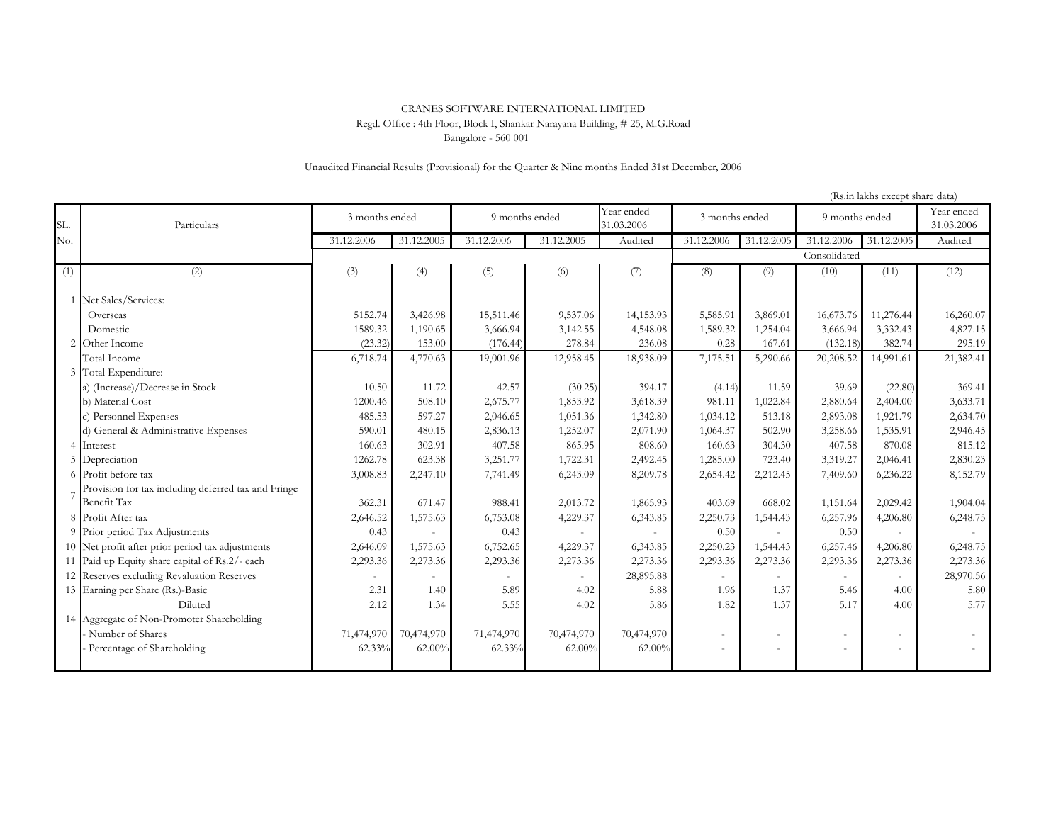CRANES SOFTWARE INTERNATIONAL LIMITED

Regd. Office : 4th Floor, Block I, Shankar Narayana Building, # 25, M.G.Road

Bangalore - 560 001

Unaudited Financial Results (Provisional) for the Quarter & Nine months Ended 31st December, 2006

(Rs.in lakhs except share data)

| SL. No. | Particulars | 3 months ended | | 9 months ended | | Year ended 31.03.2006 | 3 months ended | | 9 months ended | | Year ended 31.03.2006 |
|---|---|---|---|---|---|---|---|---|---|---|---|
| | | 31.12.2006 | 31.12.2005 | 31.12.2006 | 31.12.2005 | Audited | 31.12.2006 | 31.12.2005 | 31.12.2006 | 31.12.2005 | Audited |
| | | | | | | | Consolidated | | | | |
| (1) | (2) | (3) | (4) | (5) | (6) | (7) | (8) | (9) | (10) | (11) | (12) |
| 1 | Net Sales/Services: | | | | | | | | | | |
| | Overseas | 5152.74 | 3,426.98 | 15,511.46 | 9,537.06 | 14,153.93 | 5,585.91 | 3,869.01 | 16,673.76 | 11,276.44 | 16,260.07 |
| | Domestic | 1589.32 | 1,190.65 | 3,666.94 | 3,142.55 | 4,548.08 | 1,589.32 | 1,254.04 | 3,666.94 | 3,332.43 | 4,827.15 |
| 2 | Other Income | (23.32) | 153.00 | (176.44) | 278.84 | 236.08 | 0.28 | 167.61 | (132.18) | 382.74 | 295.19 |
| | Total Income | 6,718.74 | 4,770.63 | 19,001.96 | 12,958.45 | 18,938.09 | 7,175.51 | 5,290.66 | 20,208.52 | 14,991.61 | 21,382.41 |
| 3 | Total Expenditure: | | | | | | | | | | |
| | a) (Increase)/Decrease in Stock | 10.50 | 11.72 | 42.57 | (30.25) | 394.17 | (4.14) | 11.59 | 39.69 | (22.80) | 369.41 |
| | b) Material Cost | 1200.46 | 508.10 | 2,675.77 | 1,853.92 | 3,618.39 | 981.11 | 1,022.84 | 2,880.64 | 2,404.00 | 3,633.71 |
| | c) Personnel Expenses | 485.53 | 597.27 | 2,046.65 | 1,051.36 | 1,342.80 | 1,034.12 | 513.18 | 2,893.08 | 1,921.79 | 2,634.70 |
| | d) General & Administrative Expenses | 590.01 | 480.15 | 2,836.13 | 1,252.07 | 2,071.90 | 1,064.37 | 502.90 | 3,258.66 | 1,535.91 | 2,946.45 |
| 4 | Interest | 160.63 | 302.91 | 407.58 | 865.95 | 808.60 | 160.63 | 304.30 | 407.58 | 870.08 | 815.12 |
| 5 | Depreciation | 1262.78 | 623.38 | 3,251.77 | 1,722.31 | 2,492.45 | 1,285.00 | 723.40 | 3,319.27 | 2,046.41 | 2,830.23 |
| 6 | Profit before tax | 3,008.83 | 2,247.10 | 7,741.49 | 6,243.09 | 8,209.78 | 2,654.42 | 2,212.45 | 7,409.60 | 6,236.22 | 8,152.79 |
| 7 | Provision for tax including deferred tax and Fringe Benefit Tax | 362.31 | 671.47 | 988.41 | 2,013.72 | 1,865.93 | 403.69 | 668.02 | 1,151.64 | 2,029.42 | 1,904.04 |
| 8 | Profit After tax | 2,646.52 | 1,575.63 | 6,753.08 | 4,229.37 | 6,343.85 | 2,250.73 | 1,544.43 | 6,257.96 | 4,206.80 | 6,248.75 |
| 9 | Prior period Tax Adjustments | 0.43 | - | 0.43 | - | - | 0.50 | - | 0.50 | - | - |
| 10 | Net profit after prior period tax adjustments | 2,646.09 | 1,575.63 | 6,752.65 | 4,229.37 | 6,343.85 | 2,250.23 | 1,544.43 | 6,257.46 | 4,206.80 | 6,248.75 |
| 11 | Paid up Equity share capital of Rs.2/- each | 2,293.36 | 2,273.36 | 2,293.36 | 2,273.36 | 2,273.36 | 2,293.36 | 2,273.36 | 2,293.36 | 2,273.36 | 2,273.36 |
| 12 | Reserves excluding Revaluation Reserves | - | - | - | - | 28,895.88 | - | - | - | - | 28,970.56 |
| 13 | Earning per Share (Rs.)-Basic | 2.31 | 1.40 | 5.89 | 4.02 | 5.88 | 1.96 | 1.37 | 5.46 | 4.00 | 5.80 |
| | Diluted | 2.12 | 1.34 | 5.55 | 4.02 | 5.86 | 1.82 | 1.37 | 5.17 | 4.00 | 5.77 |
| 14 | Aggregate of Non-Promoter Shareholding | | | | | | | | | | |
| | - Number of Shares | 71,474,970 | 70,474,970 | 71,474,970 | 70,474,970 | 70,474,970 | - | - | - | - | - |
| | - Percentage of Shareholding | 62.33% | 62.00% | 62.33% | 62.00% | 62.00% | - | - | - | - | - |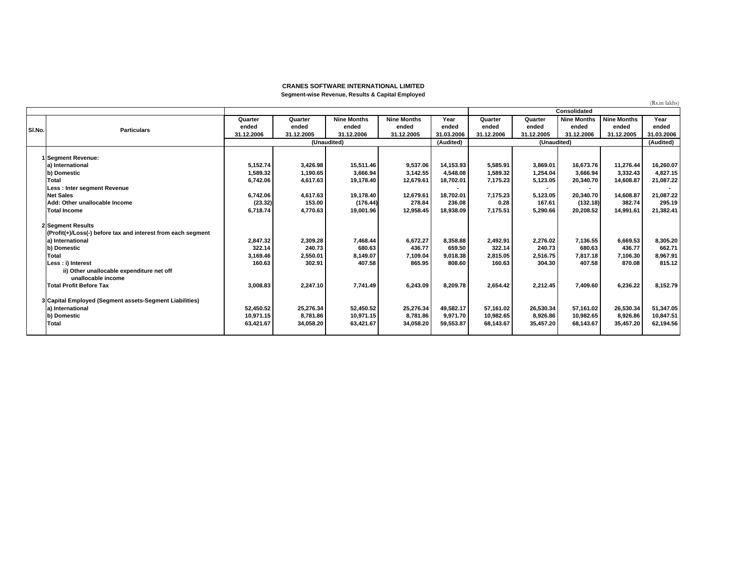**CRANES SOFTWARE INTERNATIONAL LIMITED**

**Segment-wise Revenue, Results & Capital Employed**

(Rs.in lakhs)

| Sl.No. | Particulars | Quarter ended 31.12.2006 | Quarter ended 31.12.2005 | Nine Months ended 31.12.2006 | Nine Months ended 31.12.2005 | Year ended 31.03.2006 | Consolidated Quarter ended 31.12.2006 | Consolidated Quarter ended 31.12.2005 | Consolidated Nine Months ended 31.12.2006 | Consolidated Nine Months ended 31.12.2005 | Consolidated Year ended 31.03.2006 |
|---|---|---|---|---|---|---|---|---|---|---|---|
| | | (Unaudited) | | | | (Audited) | (Unaudited) | | | | (Audited) |
| 1 | **Segment Revenue:** | | | | | | | | | | |
| | a) International | 5,152.74 | 3,426.98 | 15,511.46 | 9,537.06 | 14,153.93 | 5,585.91 | 3,869.01 | 16,673.76 | 11,276.44 | 16,260.07 |
| | b) Domestic | 1,589.32 | 1,190.65 | 3,666.94 | 3,142.55 | 4,548.08 | 1,589.32 | 1,254.04 | 3,666.94 | 3,332.43 | 4,827.15 |
| | Total | 6,742.06 | 4,617.63 | 19,178.40 | 12,679.61 | 18,702.01 | 7,175.23 | 5,123.05 | 20,340.70 | 14,608.87 | 21,087.22 |
| | Less : Inter segment Revenue | | | | | - | | - | - | | - |
| | Net Sales | 6,742.06 | 4,617.63 | 19,178.40 | 12,679.61 | 18,702.01 | 7,175.23 | 5,123.05 | 20,340.70 | 14,608.87 | 21,087.22 |
| | Add: Other unallocable Income | (23.32) | 153.00 | (176.44) | 278.84 | 236.08 | 0.28 | 167.61 | (132.18) | 382.74 | 295.19 |
| | Total Income | 6,718.74 | 4,770.63 | 19,001.96 | 12,958.45 | 18,938.09 | 7,175.51 | 5,290.66 | 20,208.52 | 14,991.61 | 21,382.41 |
| 2 | **Segment Results** | | | | | | | | | | |
| | (Profit(+)/Loss(-) before tax and interest from each segment | | | | | | | | | | |
| | a) International | 2,847.32 | 2,309.28 | 7,468.44 | 6,672.27 | 8,358.88 | 2,492.91 | 2,276.02 | 7,136.55 | 6,669.53 | 8,305.20 |
| | b) Domestic | 322.14 | 240.73 | 680.63 | 436.77 | 659.50 | 322.14 | 240.73 | 680.63 | 436.77 | 662.71 |
| | Total | 3,169.46 | 2,550.01 | 8,149.07 | 7,109.04 | 9,018.38 | 2,815.05 | 2,516.75 | 7,817.18 | 7,106.30 | 8,967.91 |
| | Less : i) Interest | 160.63 | 302.91 | 407.58 | 865.95 | 808.60 | 160.63 | 304.30 | 407.58 | 870.08 | 815.12 |
| | ii) Other unallocable expenditure net off unallocable income | | | | | | | | | | |
| | Total Profit Before Tax | 3,008.83 | 2,247.10 | 7,741.49 | 6,243.09 | 8,209.78 | 2,654.42 | 2,212.45 | 7,409.60 | 6,236.22 | 8,152.79 |
| 3 | **Capital Employed (Segment assets-Segment Liabilities)** | | | | | | | | | | |
| | a) International | 52,450.52 | 25,276.34 | 52,450.52 | 25,276.34 | 49,582.17 | 57,161.02 | 26,530.34 | 57,161.02 | 26,530.34 | 51,347.05 |
| | b) Domestic | 10,971.15 | 8,781.86 | 10,971.15 | 8,781.86 | 9,971.70 | 10,982.65 | 8,926.86 | 10,982.65 | 8,926.86 | 10,847.51 |
| | Total | 63,421.67 | 34,058.20 | 63,421.67 | 34,058.20 | 59,553.87 | 68,143.67 | 35,457.20 | 68,143.67 | 35,457.20 | 62,194.56 |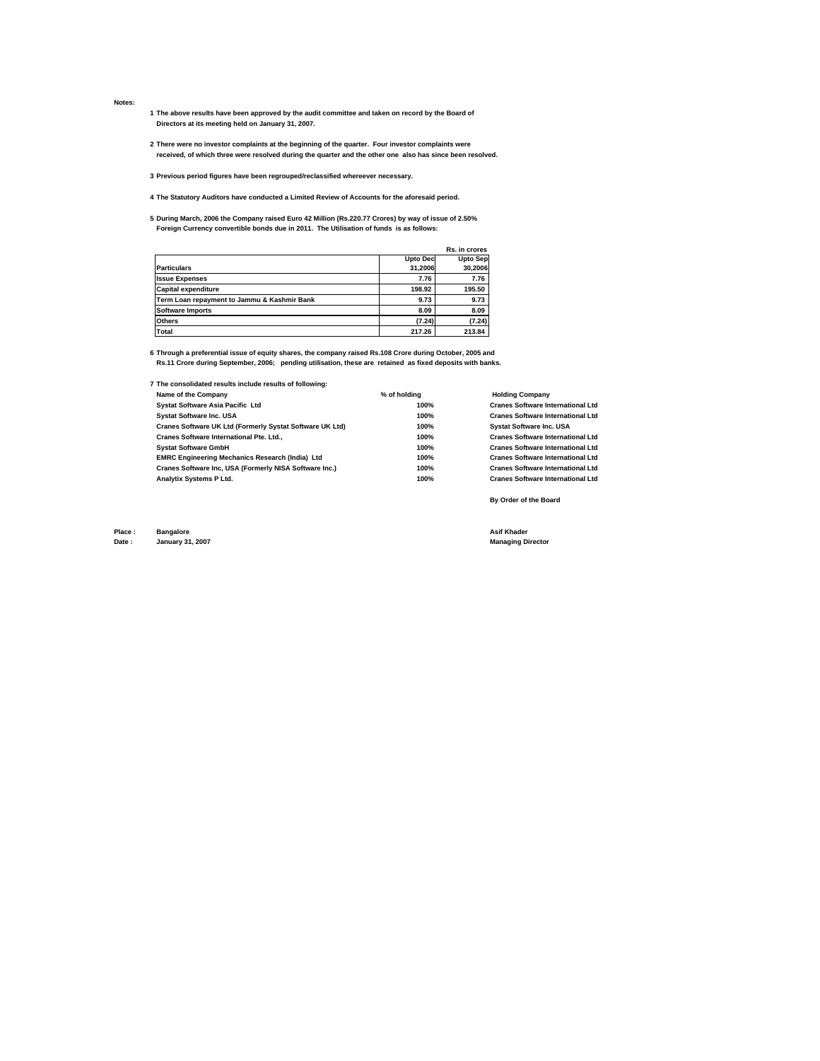**Notes:**

1 The above results have been approved by the audit committee and taken on record by the Board of Directors at its meeting held on January 31, 2007.

2 There were no investor complaints at the beginning of the quarter. Four investor complaints were received, of which three were resolved during the quarter and the other one also has since been resolved.

3 Previous period figures have been regrouped/reclassified whereever necessary.

4 The Statutory Auditors have conducted a Limited Review of Accounts for the aforesaid period.

5 During March, 2006 the Company raised Euro 42 Million (Rs.220.77 Crores) by way of issue of 2.50% Foreign Currency convertible bonds due in 2011. The Utilisation of funds is as follows:

Rs. in crores

| Particulars | Upto Dec 31,2006 | Upto Sep 30,2006 |
|---|---|---|
| Issue Expenses | 7.76 | 7.76 |
| Capital expenditure | 198.92 | 195.50 |
| Term Loan repayment to Jammu & Kashmir Bank | 9.73 | 9.73 |
| Software Imports | 8.09 | 8.09 |
| Others | (7.24) | (7.24) |
| Total | 217.26 | 213.84 |

6 Through a preferential issue of equity shares, the company raised Rs.108 Crore during October, 2005 and Rs.11 Crore during September, 2006; pending utilisation, these are retained as fixed deposits with banks.

7 The consolidated results include results of following:

| Name of the Company | % of holding | Holding Company |
|---|---|---|
| Systat Software Asia Pacific Ltd | 100% | Cranes Software International Ltd |
| Systat Software Inc. USA | 100% | Cranes Software International Ltd |
| Cranes Software UK Ltd (Formerly Systat Software UK Ltd) | 100% | Systat Software Inc. USA |
| Cranes Software International Pte. Ltd., | 100% | Cranes Software International Ltd |
| Systat Software GmbH | 100% | Cranes Software International Ltd |
| EMRC Engineering Mechanics Research (India) Ltd | 100% | Cranes Software International Ltd |
| Cranes Software Inc, USA (Formerly NISA Software Inc.) | 100% | Cranes Software International Ltd |
| Analytix Systems P Ltd. | 100% | Cranes Software International Ltd |

By Order of the Board

Place : Bangalore
Date : January 31, 2007

Asif Khader
Managing Director